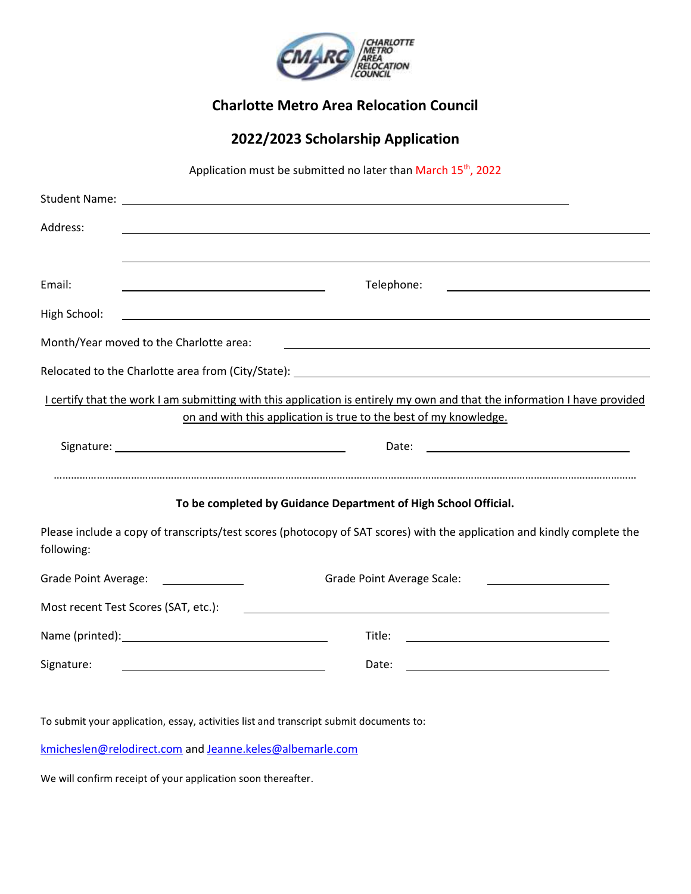# Charlotte Metro Area Relocation Council

## 2022/2023 Scholarship Application

Application must be submitted no later than March 15th, 2022

Student Name: ______________________________________________

Address: ______________________________________________

______________________________________________

Email: ______________________ Telephone: ______________________

High School: ______________________________________________

Month/Year moved to the Charlotte area: ______________________

Relocated to the Charlotte area from (City/State): ______________________

I certify that the work I am submitting with this application is entirely my own and that the information I have provided on and with this application is true to the best of my knowledge.

Signature: ______________________ Date: ______________________

---

**To be completed by Guidance Department of High School Official.**

Please include a copy of transcripts/test scores (photocopy of SAT scores) with the application and kindly complete the following:

Grade Point Average: __________ Grade Point Average Scale: __________

Most recent Test Scores (SAT, etc.): ______________________

Name (printed): ______________________ Title: ______________________

Signature: ______________________ Date: ______________________

To submit your application, essay, activities list and transcript submit documents to:

kmicheslen@relodirect.com and Jeanne.keles@albemarle.com

We will confirm receipt of your application soon thereafter.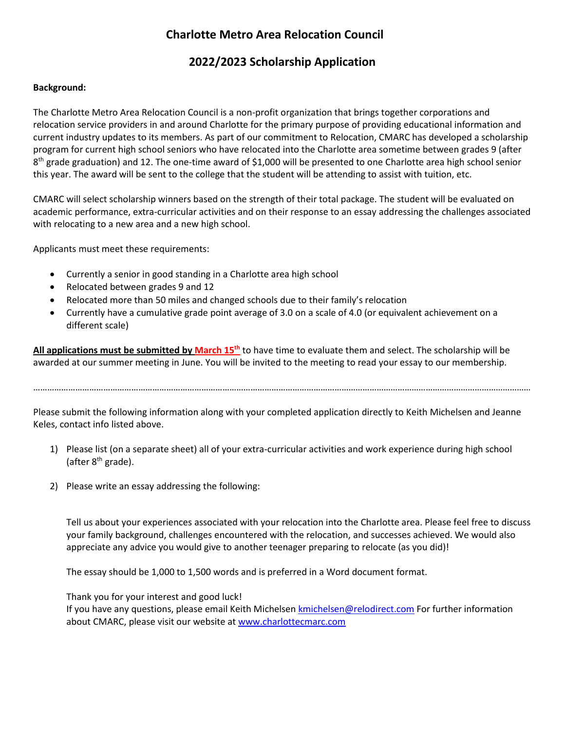# Charlotte Metro Area Relocation Council

## 2022/2023 Scholarship Application

**Background:**

The Charlotte Metro Area Relocation Council is a non-profit organization that brings together corporations and relocation service providers in and around Charlotte for the primary purpose of providing educational information and current industry updates to its members. As part of our commitment to Relocation, CMARC has developed a scholarship program for current high school seniors who have relocated into the Charlotte area sometime between grades 9 (after 8th grade graduation) and 12. The one-time award of $1,000 will be presented to one Charlotte area high school senior this year. The award will be sent to the college that the student will be attending to assist with tuition, etc.

CMARC will select scholarship winners based on the strength of their total package. The student will be evaluated on academic performance, extra-curricular activities and on their response to an essay addressing the challenges associated with relocating to a new area and a new high school.

Applicants must meet these requirements:

- Currently a senior in good standing in a Charlotte area high school
- Relocated between grades 9 and 12
- Relocated more than 50 miles and changed schools due to their family's relocation
- Currently have a cumulative grade point average of 3.0 on a scale of 4.0 (or equivalent achievement on a different scale)

**All applications must be submitted by March 15th** to have time to evaluate them and select. The scholarship will be awarded at our summer meeting in June. You will be invited to the meeting to read your essay to our membership.

---

Please submit the following information along with your completed application directly to Keith Michelsen and Jeanne Keles, contact info listed above.

1) Please list (on a separate sheet) all of your extra-curricular activities and work experience during high school (after 8th grade).

2) Please write an essay addressing the following:

   Tell us about your experiences associated with your relocation into the Charlotte area. Please feel free to discuss your family background, challenges encountered with the relocation, and successes achieved. We would also appreciate any advice you would give to another teenager preparing to relocate (as you did)!

   The essay should be 1,000 to 1,500 words and is preferred in a Word document format.

   Thank you for your interest and good luck!
   If you have any questions, please email Keith Michelsen kmichelsen@relodirect.com For further information about CMARC, please visit our website at www.charlottecmarc.com